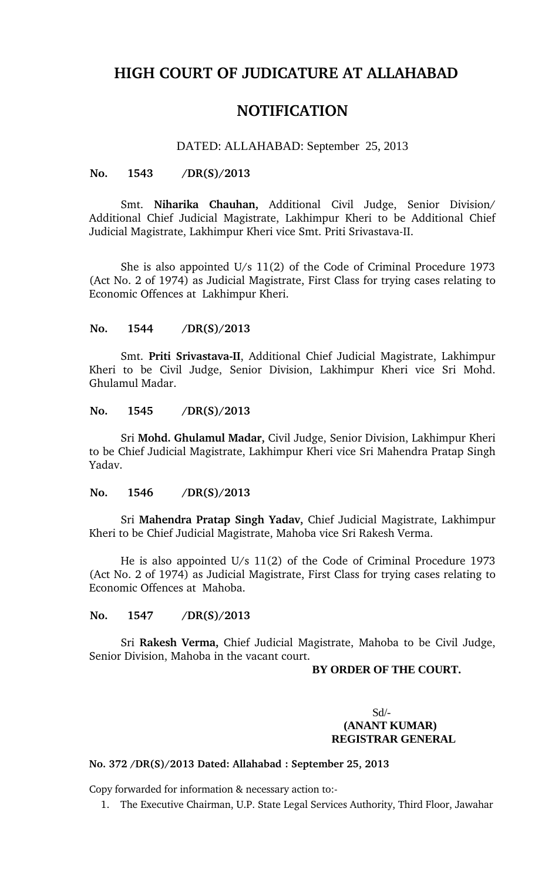# HIGH COURT OF JUDICATURE AT ALLAHABAD

## NOTIFICATION

DATED: ALLAHABAD: September 25, 2013

**No. 1543 /DR(S)/2013**

Smt. **Niharika Chauhan,** Additional Civil Judge, Senior Division/ Additional Chief Judicial Magistrate, Lakhimpur Kheri to be Additional Chief Judicial Magistrate, Lakhimpur Kheri vice Smt. Priti Srivastava-II.

She is also appointed U/s 11(2) of the Code of Criminal Procedure 1973 (Act No. 2 of 1974) as Judicial Magistrate, First Class for trying cases relating to Economic Offences at Lakhimpur Kheri.

**No. 1544 /DR(S)/2013**

Smt. **Priti Srivastava-II**, Additional Chief Judicial Magistrate, Lakhimpur Kheri to be Civil Judge, Senior Division, Lakhimpur Kheri vice Sri Mohd. Ghulamul Madar.

**No. 1545 /DR(S)/2013**

Sri **Mohd. Ghulamul Madar,** Civil Judge, Senior Division, Lakhimpur Kheri to be Chief Judicial Magistrate, Lakhimpur Kheri vice Sri Mahendra Pratap Singh Yadav.

**No. 1546 /DR(S)/2013**

Sri **Mahendra Pratap Singh Yadav,** Chief Judicial Magistrate, Lakhimpur Kheri to be Chief Judicial Magistrate, Mahoba vice Sri Rakesh Verma.

He is also appointed U/s 11(2) of the Code of Criminal Procedure 1973 (Act No. 2 of 1974) as Judicial Magistrate, First Class for trying cases relating to Economic Offences at Mahoba.

**No. 1547 /DR(S)/2013**

Sri **Rakesh Verma,** Chief Judicial Magistrate, Mahoba to be Civil Judge, Senior Division, Mahoba in the vacant court.

**BY ORDER OF THE COURT.**

Sd/-
**(ANANT KUMAR)**
**REGISTRAR GENERAL**

**No. 372 /DR(S)/2013 Dated: Allahabad : September 25, 2013**

Copy forwarded for information & necessary action to:-

1. The Executive Chairman, U.P. State Legal Services Authority, Third Floor, Jawahar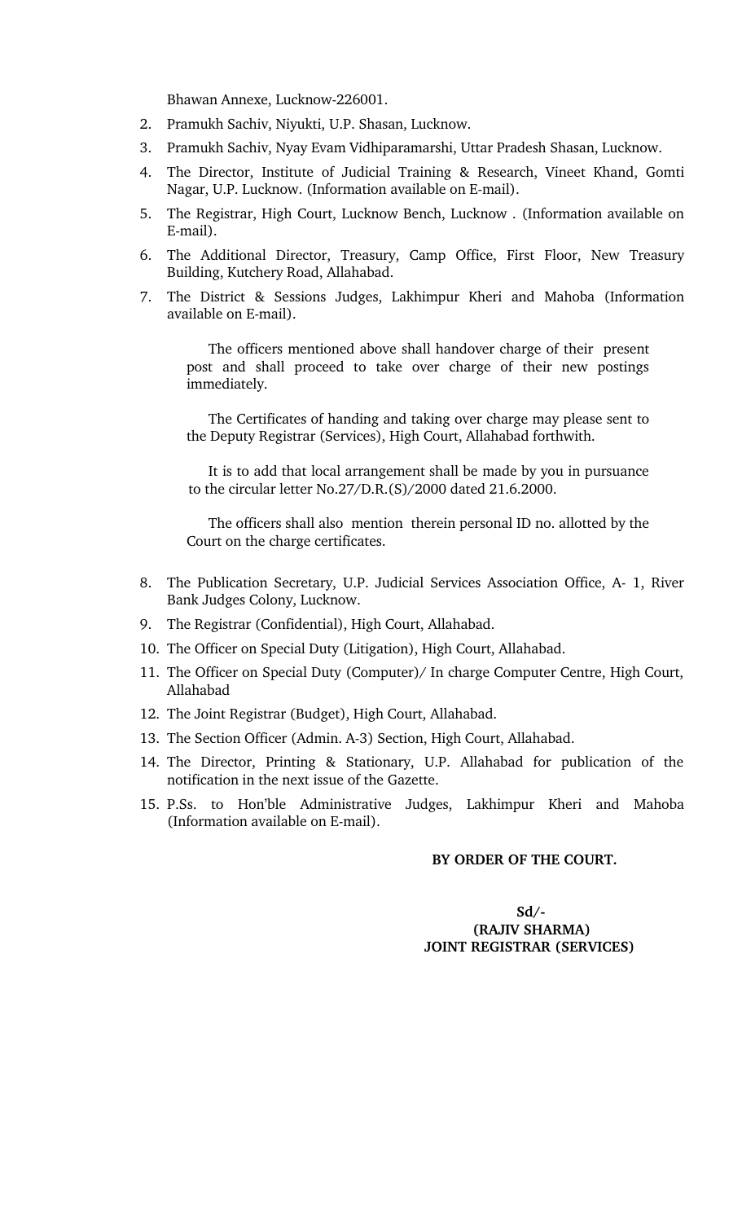Bhawan Annexe, Lucknow-226001.

2. Pramukh Sachiv, Niyukti, U.P. Shasan, Lucknow.
3. Pramukh Sachiv, Nyay Evam Vidhiparamarshi, Uttar Pradesh Shasan, Lucknow.
4. The Director, Institute of Judicial Training & Research, Vineet Khand, Gomti Nagar, U.P. Lucknow. (Information available on E-mail).
5. The Registrar, High Court, Lucknow Bench, Lucknow . (Information available on E-mail).
6. The Additional Director, Treasury, Camp Office, First Floor, New Treasury Building, Kutchery Road, Allahabad.
7. The District & Sessions Judges, Lakhimpur Kheri and Mahoba (Information available on E-mail).

   The officers mentioned above shall handover charge of their present post and shall proceed to take over charge of their new postings immediately.

   The Certificates of handing and taking over charge may please sent to the Deputy Registrar (Services), High Court, Allahabad forthwith.

   It is to add that local arrangement shall be made by you in pursuance to the circular letter No.27/D.R.(S)/2000 dated 21.6.2000.

   The officers shall also mention therein personal ID no. allotted by the Court on the charge certificates.

8. The Publication Secretary, U.P. Judicial Services Association Office, A- 1, River Bank Judges Colony, Lucknow.
9. The Registrar (Confidential), High Court, Allahabad.
10. The Officer on Special Duty (Litigation), High Court, Allahabad.
11. The Officer on Special Duty (Computer)/ In charge Computer Centre, High Court, Allahabad
12. The Joint Registrar (Budget), High Court, Allahabad.
13. The Section Officer (Admin. A-3) Section, High Court, Allahabad.
14. The Director, Printing & Stationary, U.P. Allahabad for publication of the notification in the next issue of the Gazette.
15. P.Ss. to Hon'ble Administrative Judges, Lakhimpur Kheri and Mahoba (Information available on E-mail).

**BY ORDER OF THE COURT.**

**Sd/-**
**(RAJIV SHARMA)**
**JOINT REGISTRAR (SERVICES)**